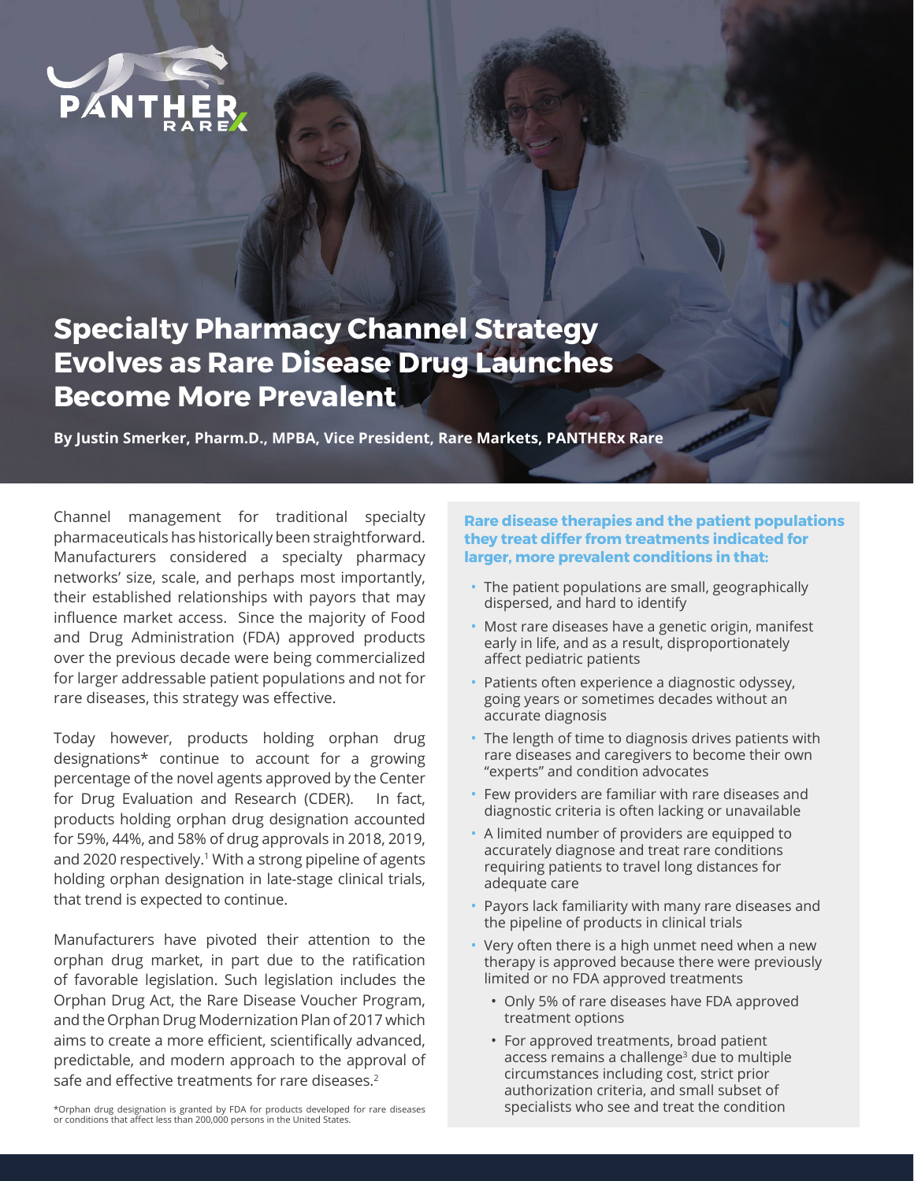# Specialty Pharmacy Channel Strategy Evolves as Rare Disease Drug Launches Become More Prevalent

**By Justin Smerker, Pharm.D., MPBA, Vice President, Rare Markets, PANTHERx Rare**

Channel management for traditional specialty pharmaceuticals has historically been straightforward. Manufacturers considered a specialty pharmacy networks' size, scale, and perhaps most importantly, their established relationships with payors that may influence market access. Since the majority of Food and Drug Administration (FDA) approved products over the previous decade were being commercialized for larger addressable patient populations and not for rare diseases, this strategy was effective.

Today however, products holding orphan drug designations* continue to account for a growing percentage of the novel agents approved by the Center for Drug Evaluation and Research (CDER). In fact, products holding orphan drug designation accounted for 59%, 44%, and 58% of drug approvals in 2018, 2019, and 2020 respectively.[1] With a strong pipeline of agents holding orphan designation in late-stage clinical trials, that trend is expected to continue.

Manufacturers have pivoted their attention to the orphan drug market, in part due to the ratification of favorable legislation. Such legislation includes the Orphan Drug Act, the Rare Disease Voucher Program, and the Orphan Drug Modernization Plan of 2017 which aims to create a more efficient, scientifically advanced, predictable, and modern approach to the approval of safe and effective treatments for rare diseases.[2]

*Orphan drug designation is granted by FDA for products developed for rare diseases or conditions that affect less than 200,000 persons in the United States.

**Rare disease therapies and the patient populations they treat differ from treatments indicated for larger, more prevalent conditions in that:**

- The patient populations are small, geographically dispersed, and hard to identify
- Most rare diseases have a genetic origin, manifest early in life, and as a result, disproportionately affect pediatric patients
- Patients often experience a diagnostic odyssey, going years or sometimes decades without an accurate diagnosis
- The length of time to diagnosis drives patients with rare diseases and caregivers to become their own "experts" and condition advocates
- Few providers are familiar with rare diseases and diagnostic criteria is often lacking or unavailable
- A limited number of providers are equipped to accurately diagnose and treat rare conditions requiring patients to travel long distances for adequate care
- Payors lack familiarity with many rare diseases and the pipeline of products in clinical trials
- Very often there is a high unmet need when a new therapy is approved because there were previously limited or no FDA approved treatments
  - Only 5% of rare diseases have FDA approved treatment options
  - For approved treatments, broad patient access remains a challenge[3] due to multiple circumstances including cost, strict prior authorization criteria, and small subset of specialists who see and treat the condition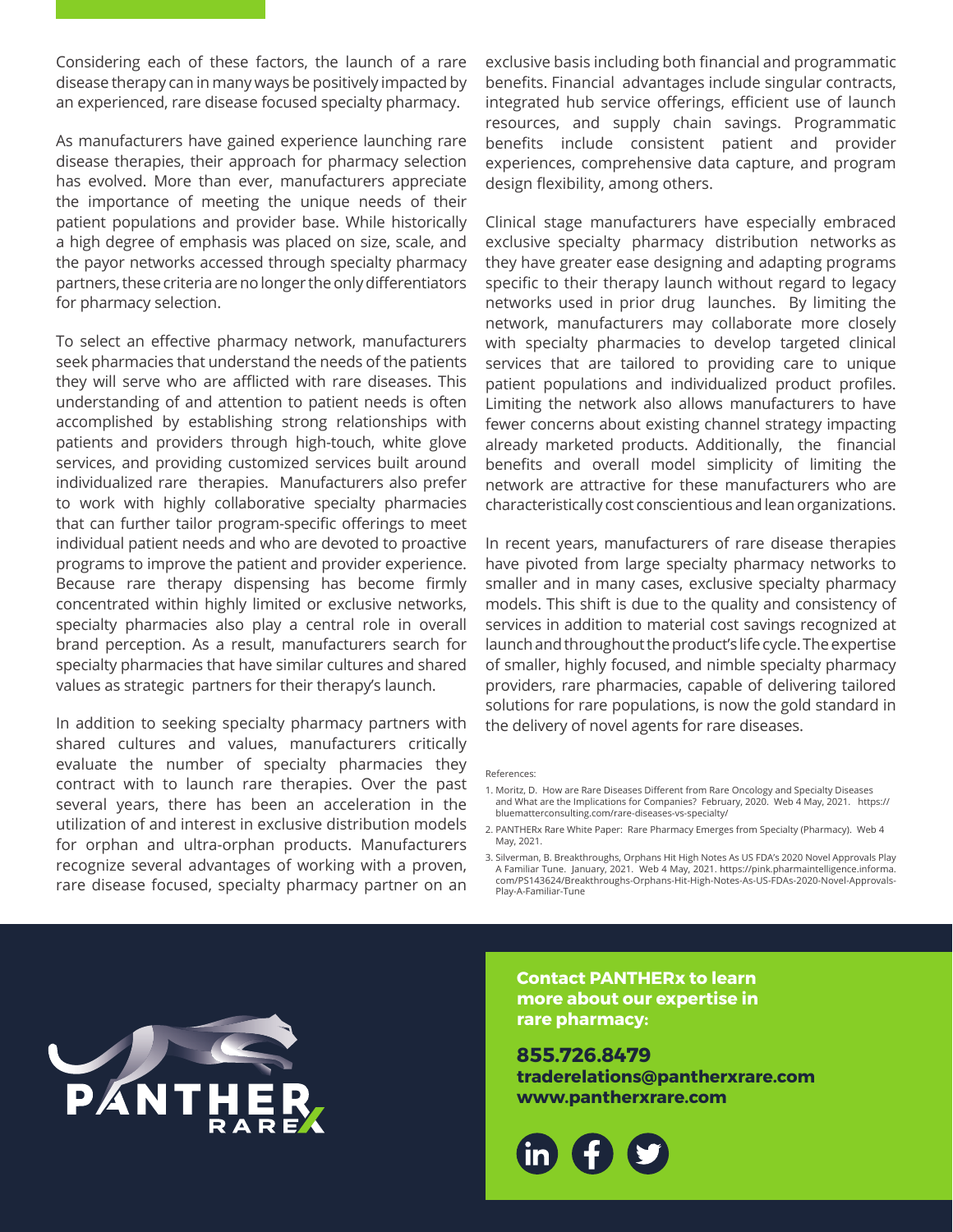Considering each of these factors, the launch of a rare disease therapy can in many ways be positively impacted by an experienced, rare disease focused specialty pharmacy.

As manufacturers have gained experience launching rare disease therapies, their approach for pharmacy selection has evolved. More than ever, manufacturers appreciate the importance of meeting the unique needs of their patient populations and provider base. While historically a high degree of emphasis was placed on size, scale, and the payor networks accessed through specialty pharmacy partners, these criteria are no longer the only differentiators for pharmacy selection.

To select an effective pharmacy network, manufacturers seek pharmacies that understand the needs of the patients they will serve who are afflicted with rare diseases. This understanding of and attention to patient needs is often accomplished by establishing strong relationships with patients and providers through high-touch, white glove services, and providing customized services built around individualized rare therapies. Manufacturers also prefer to work with highly collaborative specialty pharmacies that can further tailor program-specific offerings to meet individual patient needs and who are devoted to proactive programs to improve the patient and provider experience. Because rare therapy dispensing has become firmly concentrated within highly limited or exclusive networks, specialty pharmacies also play a central role in overall brand perception. As a result, manufacturers search for specialty pharmacies that have similar cultures and shared values as strategic partners for their therapy's launch.

In addition to seeking specialty pharmacy partners with shared cultures and values, manufacturers critically evaluate the number of specialty pharmacies they contract with to launch rare therapies. Over the past several years, there has been an acceleration in the utilization of and interest in exclusive distribution models for orphan and ultra-orphan products. Manufacturers recognize several advantages of working with a proven, rare disease focused, specialty pharmacy partner on an exclusive basis including both financial and programmatic benefits. Financial advantages include singular contracts, integrated hub service offerings, efficient use of launch resources, and supply chain savings. Programmatic benefits include consistent patient and provider experiences, comprehensive data capture, and program design flexibility, among others.

Clinical stage manufacturers have especially embraced exclusive specialty pharmacy distribution networks as they have greater ease designing and adapting programs specific to their therapy launch without regard to legacy networks used in prior drug launches. By limiting the network, manufacturers may collaborate more closely with specialty pharmacies to develop targeted clinical services that are tailored to providing care to unique patient populations and individualized product profiles. Limiting the network also allows manufacturers to have fewer concerns about existing channel strategy impacting already marketed products. Additionally, the financial benefits and overall model simplicity of limiting the network are attractive for these manufacturers who are characteristically cost conscientious and lean organizations.

In recent years, manufacturers of rare disease therapies have pivoted from large specialty pharmacy networks to smaller and in many cases, exclusive specialty pharmacy models. This shift is due to the quality and consistency of services in addition to material cost savings recognized at launch and throughout the product's life cycle. The expertise of smaller, highly focused, and nimble specialty pharmacy providers, rare pharmacies, capable of delivering tailored solutions for rare populations, is now the gold standard in the delivery of novel agents for rare diseases.

References:

1. Moritz, D. How are Rare Diseases Different from Rare Oncology and Specialty Diseases and What are the Implications for Companies? February, 2020. Web 4 May, 2021. https://bluematterconsulting.com/rare-diseases-vs-specialty/
2. PANTHERx Rare White Paper: Rare Pharmacy Emerges from Specialty (Pharmacy). Web 4 May, 2021.
3. Silverman, B. Breakthroughs, Orphans Hit High Notes As US FDA's 2020 Novel Approvals Play A Familiar Tune. January, 2021. Web 4 May, 2021. https://pink.pharmaintelligence.informa.com/PS143624/Breakthroughs-Orphans-Hit-High-Notes-As-US-FDAs-2020-Novel-Approvals-Play-A-Familiar-Tune

PANTHER RARE

**Contact PANTHERx to learn more about our expertise in rare pharmacy:**

**855.726.8479**
**traderelations@pantherxrare.com**
**www.pantherxrare.com**